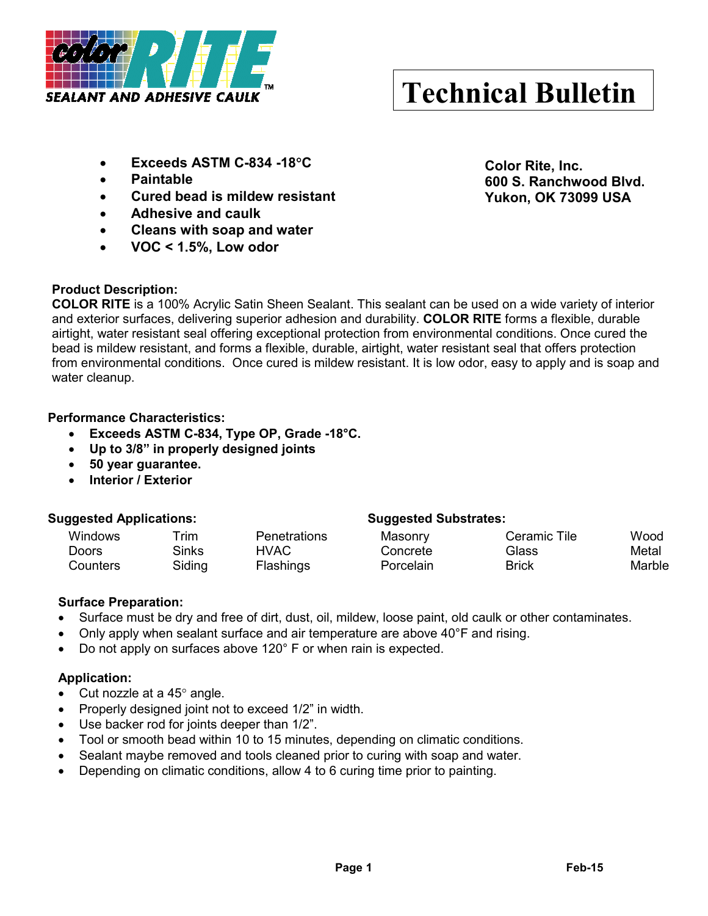**color RITE**
**SEALANT AND ADHESIVE CAULK™**

# Technical Bulletin

- **Exceeds ASTM C-834 -18°C**
- **Paintable**
- **Cured bead is mildew resistant**
- **Adhesive and caulk**
- **Cleans with soap and water**
- **VOC < 1.5%, Low odor**

**Color Rite, Inc.**
**600 S. Ranchwood Blvd.**
**Yukon, OK 73099 USA**

**Product Description:**
**COLOR RITE** is a 100% Acrylic Satin Sheen Sealant. This sealant can be used on a wide variety of interior and exterior surfaces, delivering superior adhesion and durability. **COLOR RITE** forms a flexible, durable airtight, water resistant seal offering exceptional protection from environmental conditions. Once cured the bead is mildew resistant, and forms a flexible, durable, airtight, water resistant seal that offers protection from environmental conditions. Once cured is mildew resistant. It is low odor, easy to apply and is soap and water cleanup.

**Performance Characteristics:**
- **Exceeds ASTM C-834, Type OP, Grade -18°C.**
- **Up to 3/8" in properly designed joints**
- **50 year guarantee.**
- **Interior / Exterior**

**Suggested Applications:**

| | | |
|---|---|---|
| Windows | Trim | Penetrations |
| Doors | Sinks | HVAC |
| Counters | Siding | Flashings |

**Suggested Substrates:**

| | | |
|---|---|---|
| Masonry | Ceramic Tile | Wood |
| Concrete | Glass | Metal |
| Porcelain | Brick | Marble |

**Surface Preparation:**
- Surface must be dry and free of dirt, dust, oil, mildew, loose paint, old caulk or other contaminates.
- Only apply when sealant surface and air temperature are above 40°F and rising.
- Do not apply on surfaces above 120° F or when rain is expected.

**Application:**
- Cut nozzle at a 45° angle.
- Properly designed joint not to exceed 1/2" in width.
- Use backer rod for joints deeper than 1/2".
- Tool or smooth bead within 10 to 15 minutes, depending on climatic conditions.
- Sealant maybe removed and tools cleaned prior to curing with soap and water.
- Depending on climatic conditions, allow 4 to 6 curing time prior to painting.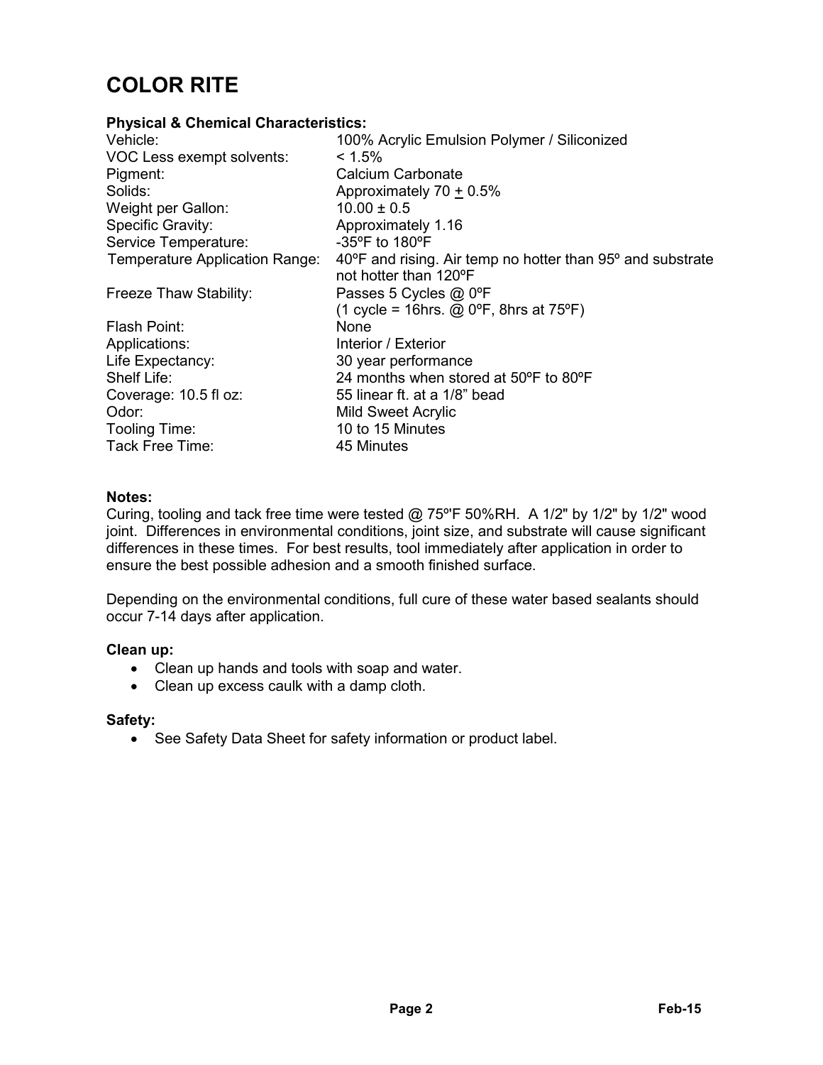# COLOR RITE

**Physical & Chemical Characteristics:**

| | |
|---|---|
| Vehicle: | 100% Acrylic Emulsion Polymer / Siliconized |
| VOC Less exempt solvents: | < 1.5% |
| Pigment: | Calcium Carbonate |
| Solids: | Approximately 70 $\pm$ 0.5% |
| Weight per Gallon: | 10.00 ± 0.5 |
| Specific Gravity: | Approximately 1.16 |
| Service Temperature: | -35ºF to 180ºF |
| Temperature Application Range: | 40ºF and rising. Air temp no hotter than 95º and substrate not hotter than 120ºF |
| Freeze Thaw Stability: | Passes 5 Cycles @ 0ºF (1 cycle = 16hrs. @ 0ºF, 8hrs at 75ºF) |
| Flash Point: | None |
| Applications: | Interior / Exterior |
| Life Expectancy: | 30 year performance |
| Shelf Life: | 24 months when stored at 50ºF to 80ºF |
| Coverage: 10.5 fl oz: | 55 linear ft. at a 1/8" bead |
| Odor: | Mild Sweet Acrylic |
| Tooling Time: | 10 to 15 Minutes |
| Tack Free Time: | 45 Minutes |

**Notes:**

Curing, tooling and tack free time were tested @ 75º'F 50%RH. A 1/2" by 1/2" by 1/2" wood joint. Differences in environmental conditions, joint size, and substrate will cause significant differences in these times. For best results, tool immediately after application in order to ensure the best possible adhesion and a smooth finished surface.

Depending on the environmental conditions, full cure of these water based sealants should occur 7-14 days after application.

**Clean up:**

- Clean up hands and tools with soap and water.
- Clean up excess caulk with a damp cloth.

**Safety:**

- See Safety Data Sheet for safety information or product label.